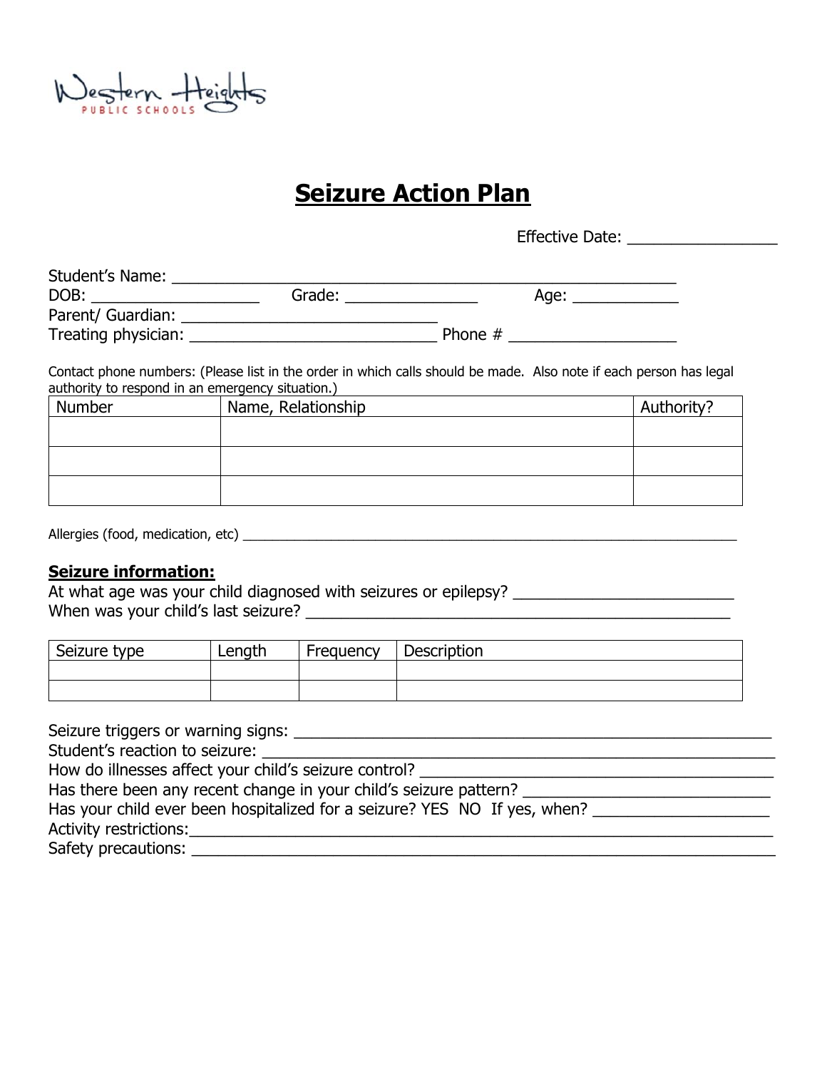Western Heights PUBLIC SCHOOLS

# Seizure Action Plan

Effective Date: ________________

Student's Name: ______________________________________________________
DOB: __________________ Grade: _______________ Age: ____________
Parent/ Guardian: ____________________________
Treating physician: ____________________________ Phone # __________________

Contact phone numbers: (Please list in the order in which calls should be made. Also note if each person has legal authority to respond in an emergency situation.)

| Number | Name, Relationship | Authority? |
| --- | --- | --- |
| | | |
| | | |
| | | |

Allergies (food, medication, etc) ______________________________________________________________________

**Seizure information:**

At what age was your child diagnosed with seizures or epilepsy? _________________________
When was your child's last seizure? ________________________________________________

| Seizure type | Length | Frequency | Description |
| --- | --- | --- | --- |
| | | | |
| | | | |

Seizure triggers or warning signs: ________________________________________________
Student's reaction to seizure: ____________________________________________________
How do illnesses affect your child's seizure control? _______________________________
Has there been any recent change in your child's seizure pattern? ___________________
Has your child ever been hospitalized for a seizure? YES NO If yes, when? ___________________
Activity restrictions:_______________________________________________________________
Safety precautions: ________________________________________________________________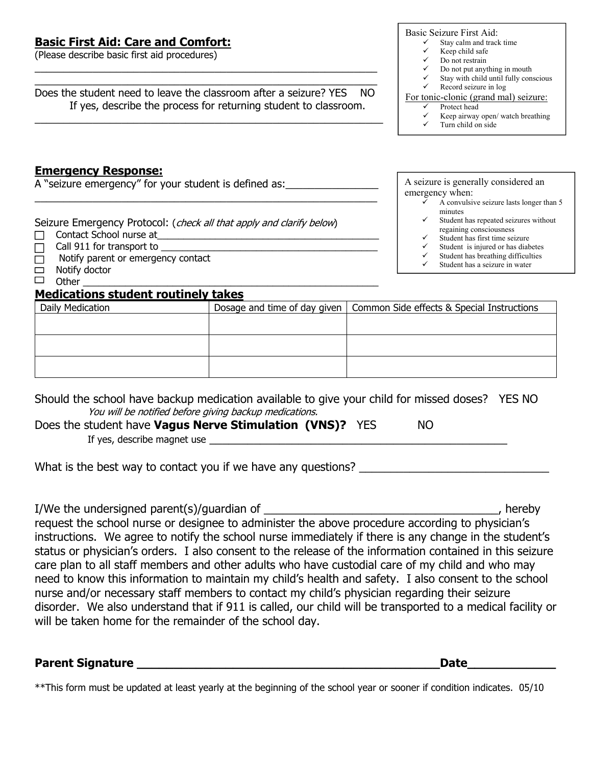## Basic First Aid: Care and Comfort:

(Please describe basic first aid procedures)

_______________________________________________________________

_______________________________________________________________

Does the student need to leave the classroom after a seizure? YES NO

If yes, describe the process for returning student to classroom.

_______________________________________________________________

Basic Seizure First Aid:

- ✓ Stay calm and track time
- ✓ Keep child safe
- ✓ Do not restrain
- ✓ Do not put anything in mouth
- ✓ Stay with child until fully conscious
- ✓ Record seizure in log

For tonic-clonic (grand mal) seizure:

- ✓ Protect head
- ✓ Keep airway open/ watch breathing
- ✓ Turn child on side

## Emergency Response:

A "seizure emergency" for your student is defined as:_______________

_______________________________________________________________

Seizure Emergency Protocol: (*check all that apply and clarify below*)

- ☐ Contact School nurse at_________________________________________
- ☐ Call 911 for transport to ________________________________________
- ☐ Notify parent or emergency contact
- ☐ Notify doctor
- ☐ Other ___________________________________________________

A seizure is generally considered an emergency when:

- ✓ A convulsive seizure lasts longer than 5 minutes
- ✓ Student has repeated seizures without regaining consciousness
- ✓ Student has first time seizure
- ✓ Student is injured or has diabetes
- ✓ Student has breathing difficulties
- ✓ Student has a seizure in water

## Medications student routinely takes

| Daily Medication | Dosage and time of day given | Common Side effects & Special Instructions |
|---|---|---|
| | | |
| | | |
| | | |

Should the school have backup medication available to give your child for missed doses? YES NO

*You will be notified before giving backup medications.*

Does the student have **Vagus Nerve Stimulation (VNS)?** YES NO

If yes, describe magnet use ______________________________________________________

What is the best way to contact you if we have any questions? ______________________________

I/We the undersigned parent(s)/guardian of _____________________________________, hereby request the school nurse or designee to administer the above procedure according to physician's instructions. We agree to notify the school nurse immediately if there is any change in the student's status or physician's orders. I also consent to the release of the information contained in this seizure care plan to all staff members and other adults who have custodial care of my child and who may need to know this information to maintain my child's health and safety. I also consent to the school nurse and/or necessary staff members to contact my child's physician regarding their seizure disorder. We also understand that if 911 is called, our child will be transported to a medical facility or will be taken home for the remainder of the school day.

**Parent Signature ____________________________________________Date____________**

**This form must be updated at least yearly at the beginning of the school year or sooner if condition indicates. 05/10